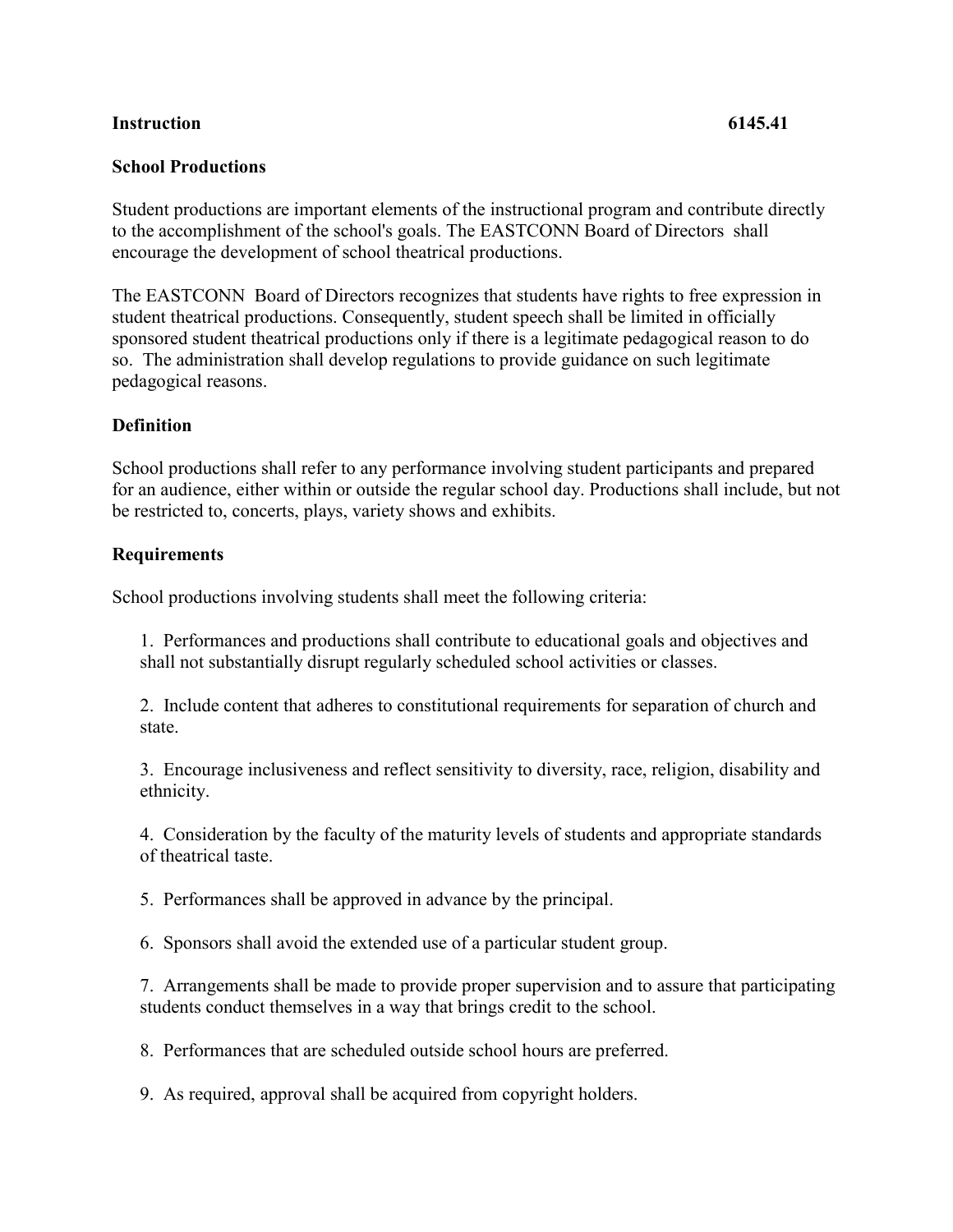**Instruction** **6145.41**

## School Productions

Student productions are important elements of the instructional program and contribute directly to the accomplishment of the school's goals. The EASTCONN Board of Directors shall encourage the development of school theatrical productions.

The EASTCONN Board of Directors recognizes that students have rights to free expression in student theatrical productions. Consequently, student speech shall be limited in officially sponsored student theatrical productions only if there is a legitimate pedagogical reason to do so. The administration shall develop regulations to provide guidance on such legitimate pedagogical reasons.

### Definition

School productions shall refer to any performance involving student participants and prepared for an audience, either within or outside the regular school day. Productions shall include, but not be restricted to, concerts, plays, variety shows and exhibits.

### Requirements

School productions involving students shall meet the following criteria:

1. Performances and productions shall contribute to educational goals and objectives and shall not substantially disrupt regularly scheduled school activities or classes.

2. Include content that adheres to constitutional requirements for separation of church and state.

3. Encourage inclusiveness and reflect sensitivity to diversity, race, religion, disability and ethnicity.

4. Consideration by the faculty of the maturity levels of students and appropriate standards of theatrical taste.

5. Performances shall be approved in advance by the principal.

6. Sponsors shall avoid the extended use of a particular student group.

7. Arrangements shall be made to provide proper supervision and to assure that participating students conduct themselves in a way that brings credit to the school.

8. Performances that are scheduled outside school hours are preferred.

9. As required, approval shall be acquired from copyright holders.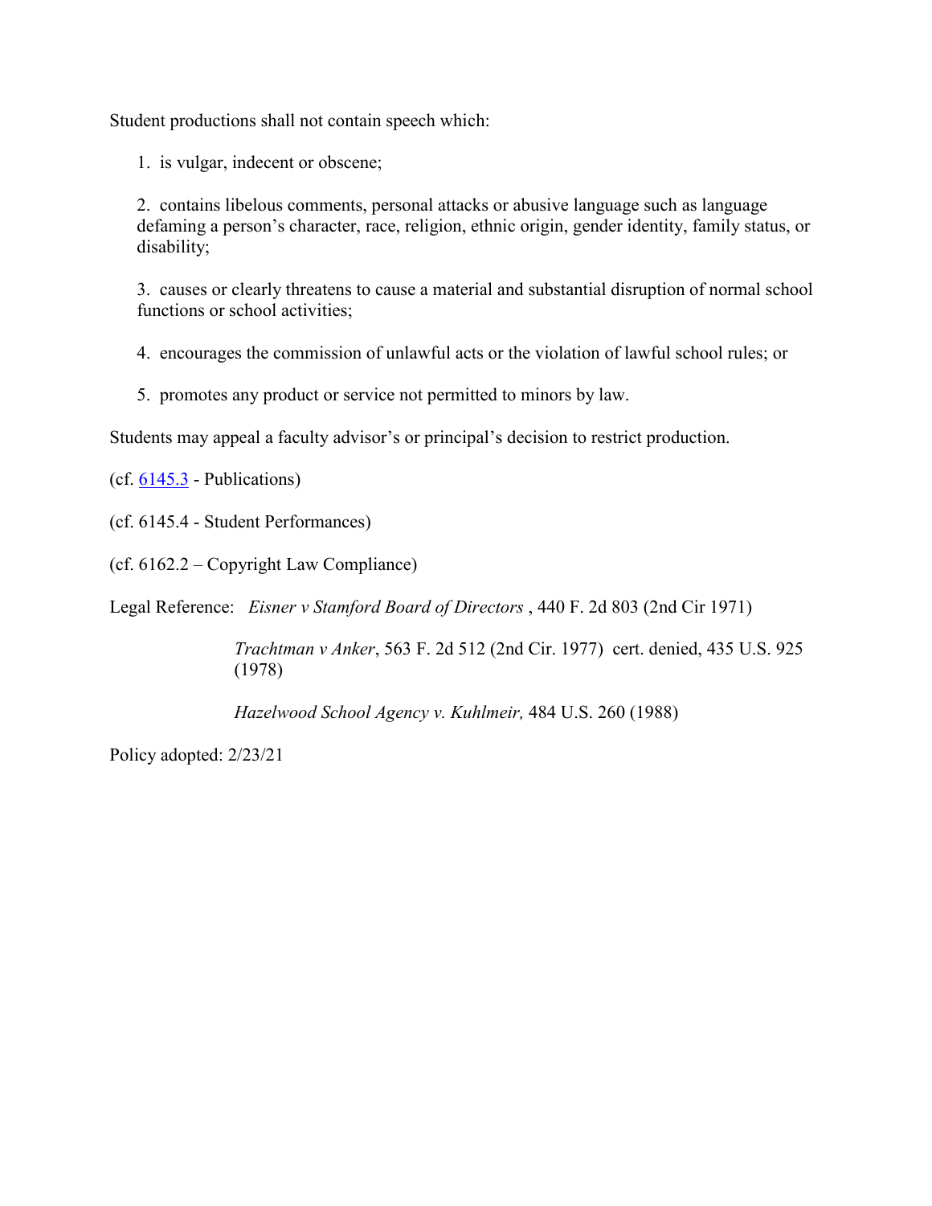Student productions shall not contain speech which:

1. is vulgar, indecent or obscene;

2. contains libelous comments, personal attacks or abusive language such as language defaming a person's character, race, religion, ethnic origin, gender identity, family status, or disability;

3. causes or clearly threatens to cause a material and substantial disruption of normal school functions or school activities;

4. encourages the commission of unlawful acts or the violation of lawful school rules; or

5. promotes any product or service not permitted to minors by law.

Students may appeal a faculty advisor's or principal's decision to restrict production.

(cf. 6145.3 - Publications)

(cf. 6145.4 - Student Performances)

(cf. 6162.2 – Copyright Law Compliance)

Legal Reference: *Eisner v Stamford Board of Directors* , 440 F. 2d 803 (2nd Cir 1971)

*Trachtman v Anker*, 563 F. 2d 512 (2nd Cir. 1977) cert. denied, 435 U.S. 925 (1978)

*Hazelwood School Agency v. Kuhlmeir,* 484 U.S. 260 (1988)

Policy adopted: 2/23/21